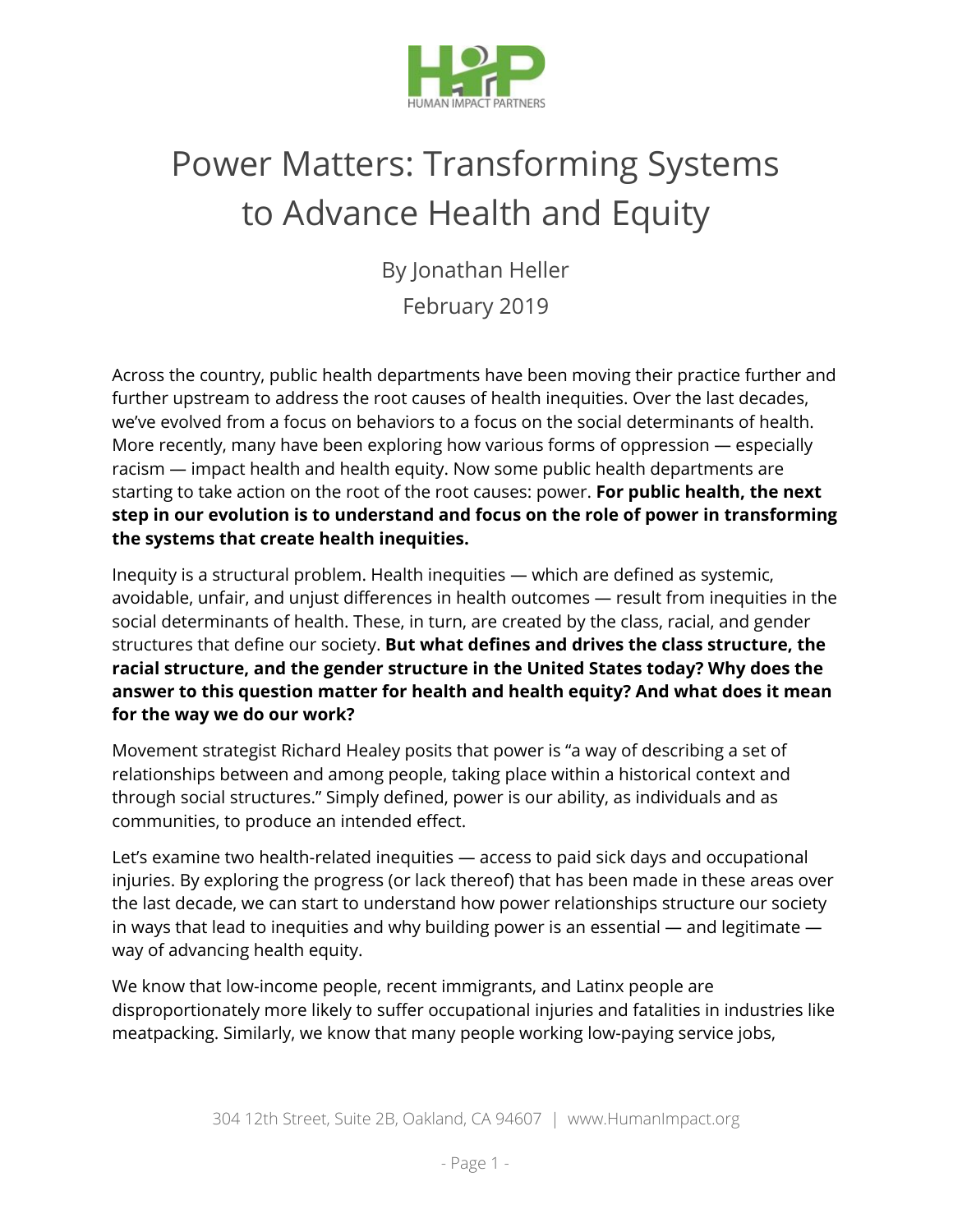# Power Matters: Transforming Systems to Advance Health and Equity

By Jonathan Heller

February 2019

Across the country, public health departments have been moving their practice further and further upstream to address the root causes of health inequities. Over the last decades, we've evolved from a focus on behaviors to a focus on the social determinants of health. More recently, many have been exploring how various forms of oppression — especially racism — impact health and health equity. Now some public health departments are starting to take action on the root of the root causes: power. **For public health, the next step in our evolution is to understand and focus on the role of power in transforming the systems that create health inequities.**

Inequity is a structural problem. Health inequities — which are defined as systemic, avoidable, unfair, and unjust differences in health outcomes — result from inequities in the social determinants of health. These, in turn, are created by the class, racial, and gender structures that define our society. **But what defines and drives the class structure, the racial structure, and the gender structure in the United States today? Why does the answer to this question matter for health and health equity? And what does it mean for the way we do our work?**

Movement strategist Richard Healey posits that power is "a way of describing a set of relationships between and among people, taking place within a historical context and through social structures." Simply defined, power is our ability, as individuals and as communities, to produce an intended effect.

Let's examine two health-related inequities — access to paid sick days and occupational injuries. By exploring the progress (or lack thereof) that has been made in these areas over the last decade, we can start to understand how power relationships structure our society in ways that lead to inequities and why building power is an essential — and legitimate — way of advancing health equity.

We know that low-income people, recent immigrants, and Latinx people are disproportionately more likely to suffer occupational injuries and fatalities in industries like meatpacking. Similarly, we know that many people working low-paying service jobs,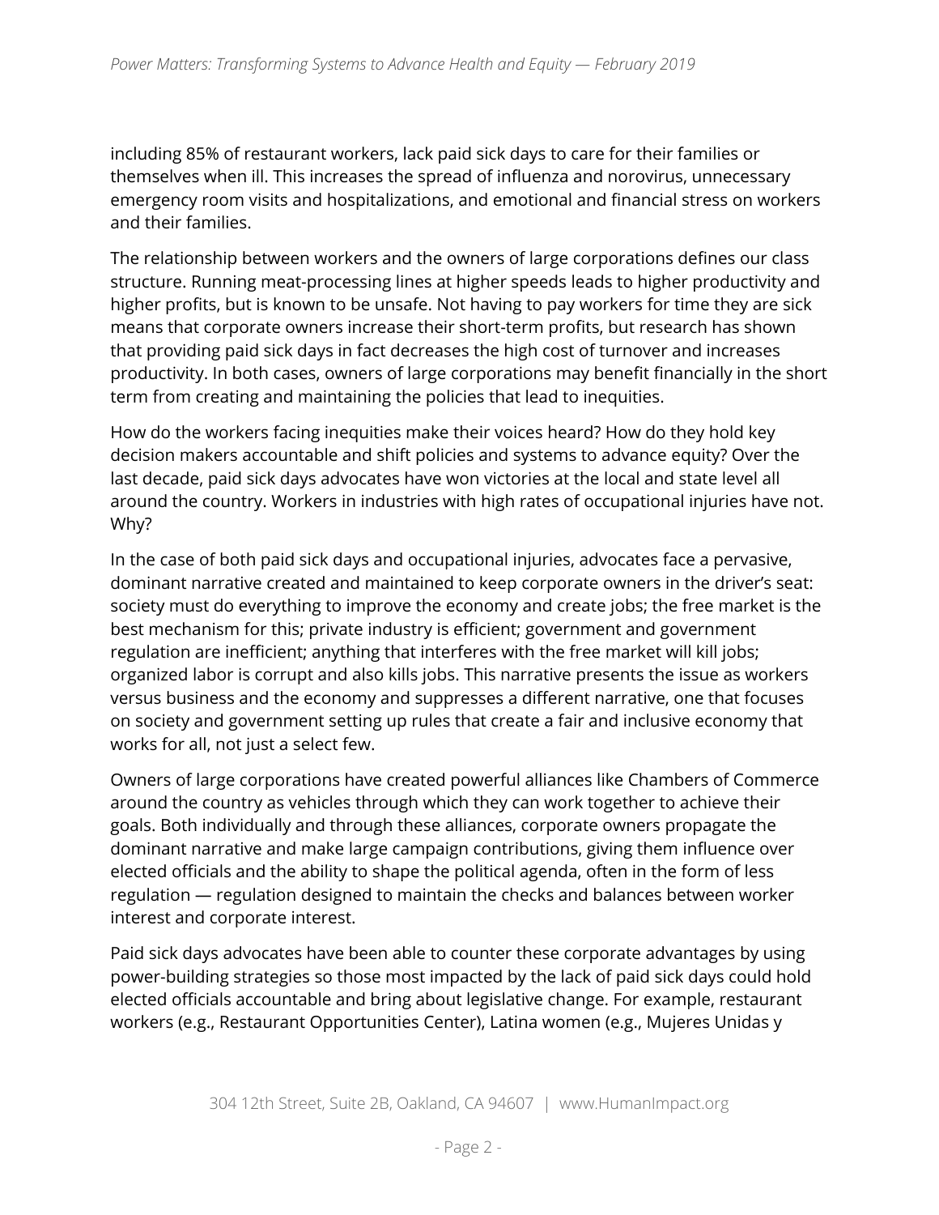including 85% of restaurant workers, lack paid sick days to care for their families or themselves when ill. This increases the spread of influenza and norovirus, unnecessary emergency room visits and hospitalizations, and emotional and financial stress on workers and their families.

The relationship between workers and the owners of large corporations defines our class structure. Running meat-processing lines at higher speeds leads to higher productivity and higher profits, but is known to be unsafe. Not having to pay workers for time they are sick means that corporate owners increase their short-term profits, but research has shown that providing paid sick days in fact decreases the high cost of turnover and increases productivity. In both cases, owners of large corporations may benefit financially in the short term from creating and maintaining the policies that lead to inequities.

How do the workers facing inequities make their voices heard? How do they hold key decision makers accountable and shift policies and systems to advance equity? Over the last decade, paid sick days advocates have won victories at the local and state level all around the country. Workers in industries with high rates of occupational injuries have not. Why?

In the case of both paid sick days and occupational injuries, advocates face a pervasive, dominant narrative created and maintained to keep corporate owners in the driver's seat: society must do everything to improve the economy and create jobs; the free market is the best mechanism for this; private industry is efficient; government and government regulation are inefficient; anything that interferes with the free market will kill jobs; organized labor is corrupt and also kills jobs. This narrative presents the issue as workers versus business and the economy and suppresses a different narrative, one that focuses on society and government setting up rules that create a fair and inclusive economy that works for all, not just a select few.

Owners of large corporations have created powerful alliances like Chambers of Commerce around the country as vehicles through which they can work together to achieve their goals. Both individually and through these alliances, corporate owners propagate the dominant narrative and make large campaign contributions, giving them influence over elected officials and the ability to shape the political agenda, often in the form of less regulation — regulation designed to maintain the checks and balances between worker interest and corporate interest.

Paid sick days advocates have been able to counter these corporate advantages by using power-building strategies so those most impacted by the lack of paid sick days could hold elected officials accountable and bring about legislative change. For example, restaurant workers (e.g., Restaurant Opportunities Center), Latina women (e.g., Mujeres Unidas y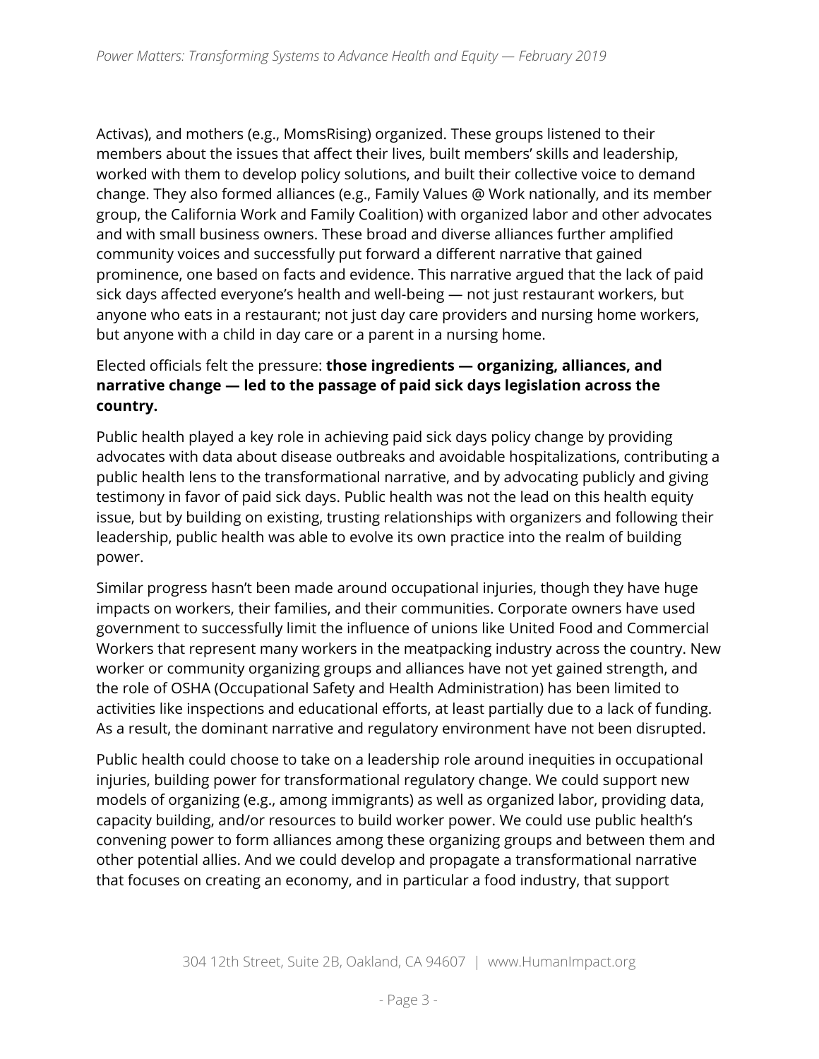Activas), and mothers (e.g., MomsRising) organized. These groups listened to their members about the issues that affect their lives, built members' skills and leadership, worked with them to develop policy solutions, and built their collective voice to demand change. They also formed alliances (e.g., Family Values @ Work nationally, and its member group, the California Work and Family Coalition) with organized labor and other advocates and with small business owners. These broad and diverse alliances further amplified community voices and successfully put forward a different narrative that gained prominence, one based on facts and evidence. This narrative argued that the lack of paid sick days affected everyone's health and well-being — not just restaurant workers, but anyone who eats in a restaurant; not just day care providers and nursing home workers, but anyone with a child in day care or a parent in a nursing home.

Elected officials felt the pressure: **those ingredients — organizing, alliances, and narrative change — led to the passage of paid sick days legislation across the country.**

Public health played a key role in achieving paid sick days policy change by providing advocates with data about disease outbreaks and avoidable hospitalizations, contributing a public health lens to the transformational narrative, and by advocating publicly and giving testimony in favor of paid sick days. Public health was not the lead on this health equity issue, but by building on existing, trusting relationships with organizers and following their leadership, public health was able to evolve its own practice into the realm of building power.

Similar progress hasn't been made around occupational injuries, though they have huge impacts on workers, their families, and their communities. Corporate owners have used government to successfully limit the influence of unions like United Food and Commercial Workers that represent many workers in the meatpacking industry across the country. New worker or community organizing groups and alliances have not yet gained strength, and the role of OSHA (Occupational Safety and Health Administration) has been limited to activities like inspections and educational efforts, at least partially due to a lack of funding. As a result, the dominant narrative and regulatory environment have not been disrupted.

Public health could choose to take on a leadership role around inequities in occupational injuries, building power for transformational regulatory change. We could support new models of organizing (e.g., among immigrants) as well as organized labor, providing data, capacity building, and/or resources to build worker power. We could use public health's convening power to form alliances among these organizing groups and between them and other potential allies. And we could develop and propagate a transformational narrative that focuses on creating an economy, and in particular a food industry, that support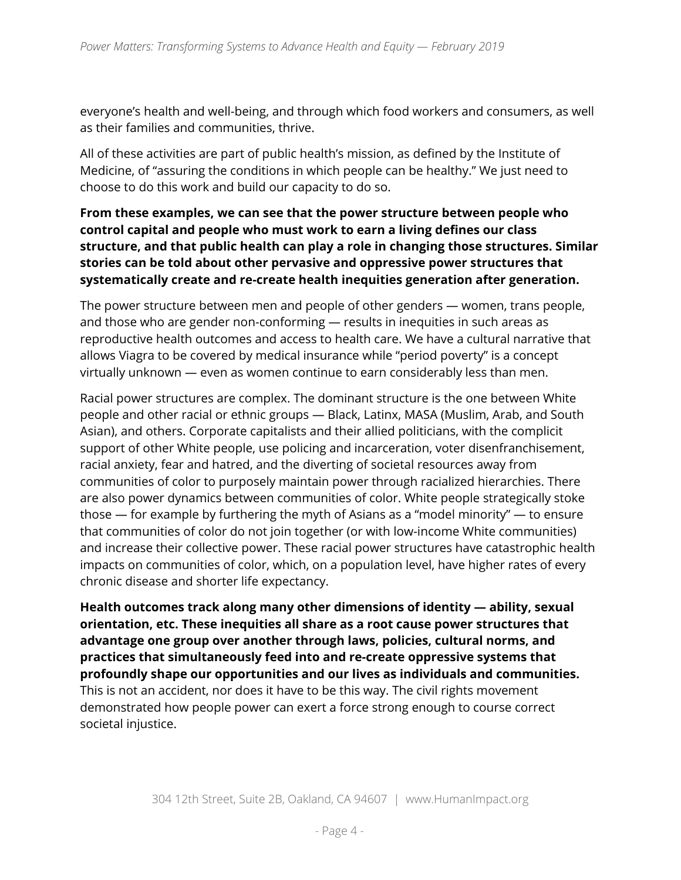everyone's health and well-being, and through which food workers and consumers, as well as their families and communities, thrive.

All of these activities are part of public health's mission, as defined by the Institute of Medicine, of "assuring the conditions in which people can be healthy." We just need to choose to do this work and build our capacity to do so.

**From these examples, we can see that the power structure between people who control capital and people who must work to earn a living defines our class structure, and that public health can play a role in changing those structures. Similar stories can be told about other pervasive and oppressive power structures that systematically create and re-create health inequities generation after generation.**

The power structure between men and people of other genders — women, trans people, and those who are gender non-conforming — results in inequities in such areas as reproductive health outcomes and access to health care. We have a cultural narrative that allows Viagra to be covered by medical insurance while "period poverty" is a concept virtually unknown — even as women continue to earn considerably less than men.

Racial power structures are complex. The dominant structure is the one between White people and other racial or ethnic groups — Black, Latinx, MASA (Muslim, Arab, and South Asian), and others. Corporate capitalists and their allied politicians, with the complicit support of other White people, use policing and incarceration, voter disenfranchisement, racial anxiety, fear and hatred, and the diverting of societal resources away from communities of color to purposely maintain power through racialized hierarchies. There are also power dynamics between communities of color. White people strategically stoke those — for example by furthering the myth of Asians as a "model minority" — to ensure that communities of color do not join together (or with low-income White communities) and increase their collective power. These racial power structures have catastrophic health impacts on communities of color, which, on a population level, have higher rates of every chronic disease and shorter life expectancy.

**Health outcomes track along many other dimensions of identity — ability, sexual orientation, etc. These inequities all share as a root cause power structures that advantage one group over another through laws, policies, cultural norms, and practices that simultaneously feed into and re-create oppressive systems that profoundly shape our opportunities and our lives as individuals and communities.** This is not an accident, nor does it have to be this way. The civil rights movement demonstrated how people power can exert a force strong enough to course correct societal injustice.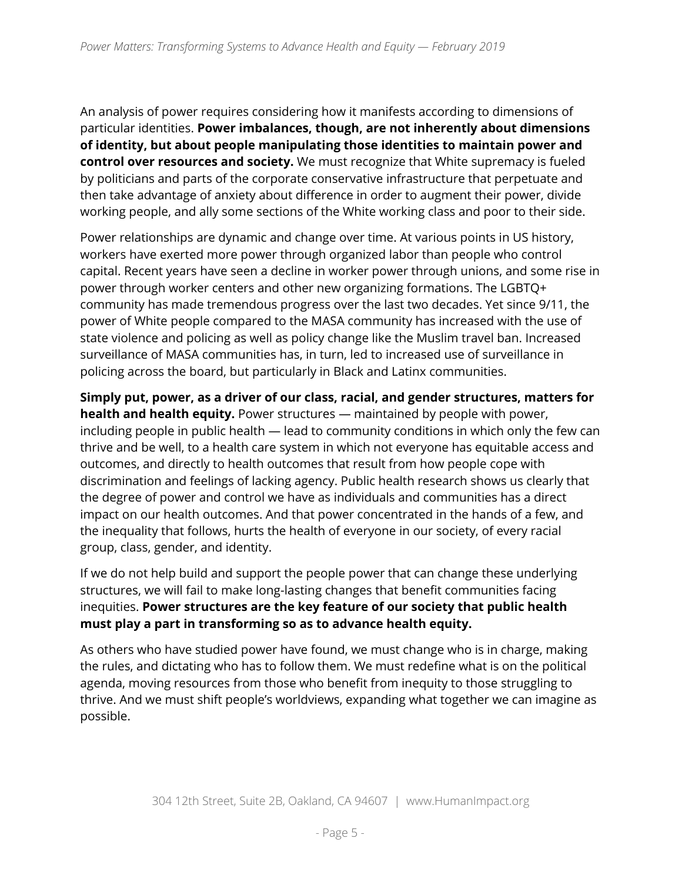An analysis of power requires considering how it manifests according to dimensions of particular identities. **Power imbalances, though, are not inherently about dimensions of identity, but about people manipulating those identities to maintain power and control over resources and society.** We must recognize that White supremacy is fueled by politicians and parts of the corporate conservative infrastructure that perpetuate and then take advantage of anxiety about difference in order to augment their power, divide working people, and ally some sections of the White working class and poor to their side.

Power relationships are dynamic and change over time. At various points in US history, workers have exerted more power through organized labor than people who control capital. Recent years have seen a decline in worker power through unions, and some rise in power through worker centers and other new organizing formations. The LGBTQ+ community has made tremendous progress over the last two decades. Yet since 9/11, the power of White people compared to the MASA community has increased with the use of state violence and policing as well as policy change like the Muslim travel ban. Increased surveillance of MASA communities has, in turn, led to increased use of surveillance in policing across the board, but particularly in Black and Latinx communities.

**Simply put, power, as a driver of our class, racial, and gender structures, matters for health and health equity.** Power structures — maintained by people with power, including people in public health — lead to community conditions in which only the few can thrive and be well, to a health care system in which not everyone has equitable access and outcomes, and directly to health outcomes that result from how people cope with discrimination and feelings of lacking agency. Public health research shows us clearly that the degree of power and control we have as individuals and communities has a direct impact on our health outcomes. And that power concentrated in the hands of a few, and the inequality that follows, hurts the health of everyone in our society, of every racial group, class, gender, and identity.

If we do not help build and support the people power that can change these underlying structures, we will fail to make long-lasting changes that benefit communities facing inequities. **Power structures are the key feature of our society that public health must play a part in transforming so as to advance health equity.**

As others who have studied power have found, we must change who is in charge, making the rules, and dictating who has to follow them. We must redefine what is on the political agenda, moving resources from those who benefit from inequity to those struggling to thrive. And we must shift people's worldviews, expanding what together we can imagine as possible.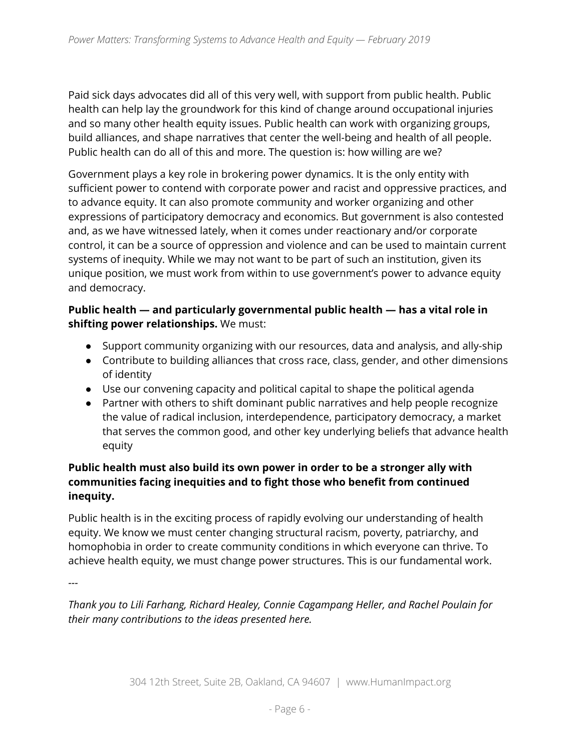Paid sick days advocates did all of this very well, with support from public health. Public health can help lay the groundwork for this kind of change around occupational injuries and so many other health equity issues. Public health can work with organizing groups, build alliances, and shape narratives that center the well-being and health of all people. Public health can do all of this and more. The question is: how willing are we?

Government plays a key role in brokering power dynamics. It is the only entity with sufficient power to contend with corporate power and racist and oppressive practices, and to advance equity. It can also promote community and worker organizing and other expressions of participatory democracy and economics. But government is also contested and, as we have witnessed lately, when it comes under reactionary and/or corporate control, it can be a source of oppression and violence and can be used to maintain current systems of inequity. While we may not want to be part of such an institution, given its unique position, we must work from within to use government's power to advance equity and democracy.

**Public health — and particularly governmental public health — has a vital role in shifting power relationships.** We must:

- Support community organizing with our resources, data and analysis, and ally-ship
- Contribute to building alliances that cross race, class, gender, and other dimensions of identity
- Use our convening capacity and political capital to shape the political agenda
- Partner with others to shift dominant public narratives and help people recognize the value of radical inclusion, interdependence, participatory democracy, a market that serves the common good, and other key underlying beliefs that advance health equity

**Public health must also build its own power in order to be a stronger ally with communities facing inequities and to fight those who benefit from continued inequity.**

Public health is in the exciting process of rapidly evolving our understanding of health equity. We know we must center changing structural racism, poverty, patriarchy, and homophobia in order to create community conditions in which everyone can thrive. To achieve health equity, we must change power structures. This is our fundamental work.

---

*Thank you to Lili Farhang, Richard Healey, Connie Cagampang Heller, and Rachel Poulain for their many contributions to the ideas presented here.*